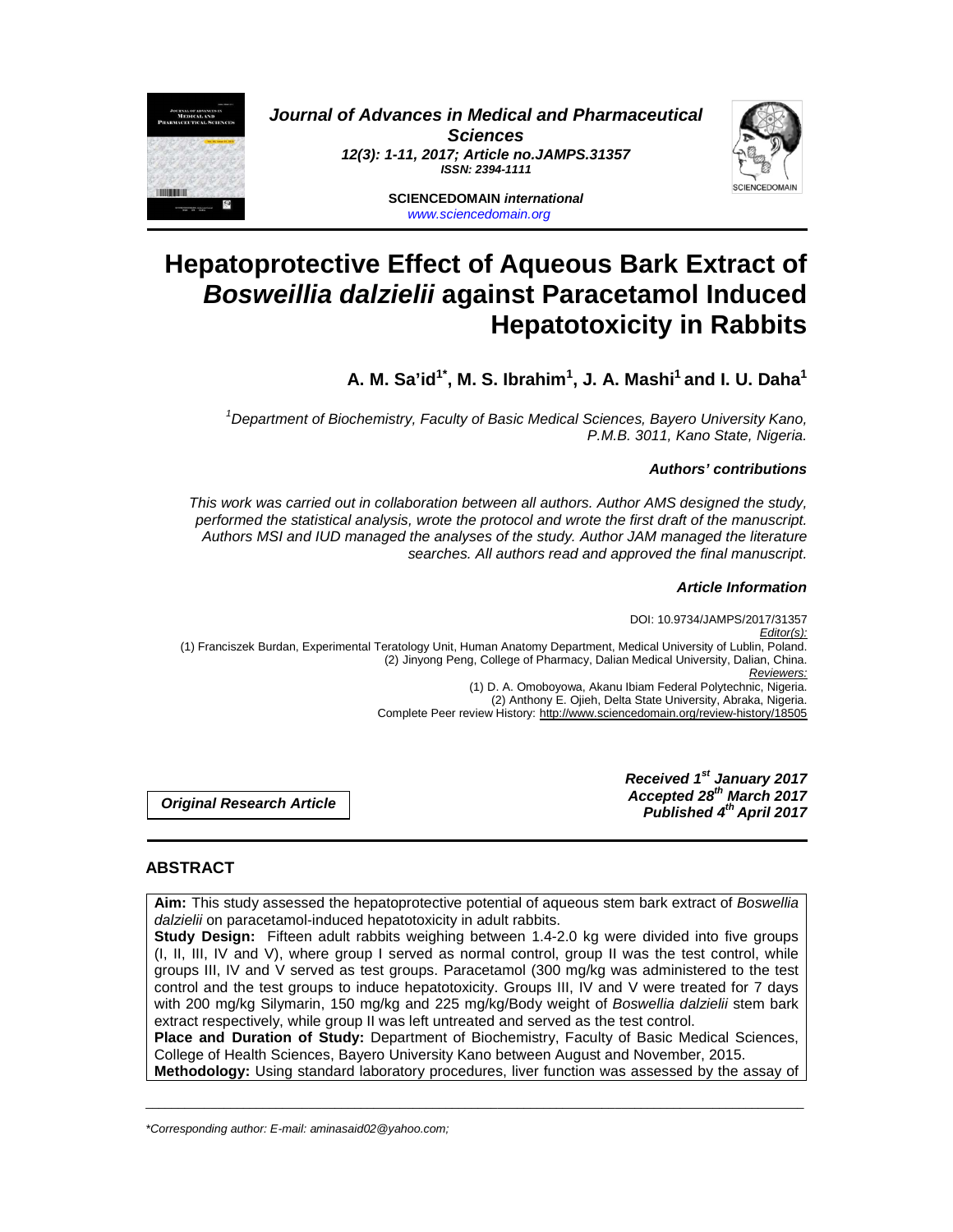*Journal of Advances in Medical and Pharmaceutical Sciences*
*12(3): 1-11, 2017; Article no.JAMPS.31357*
*ISSN: 2394-1111*

**SCIENCEDOMAIN *international***
www.sciencedomain.org

# Hepatoprotective Effect of Aqueous Bark Extract of *Bosweillia dalzielii* against Paracetamol Induced Hepatotoxicity in Rabbits

**A. M. Sa'id[1*], M. S. Ibrahim[1], J. A. Mashi[1] and I. U. Daha[1]**

*[1]Department of Biochemistry, Faculty of Basic Medical Sciences, Bayero University Kano, P.M.B. 3011, Kano State, Nigeria.*

### *Authors' contributions*

*This work was carried out in collaboration between all authors. Author AMS designed the study, performed the statistical analysis, wrote the protocol and wrote the first draft of the manuscript. Authors MSI and IUD managed the analyses of the study. Author JAM managed the literature searches. All authors read and approved the final manuscript.*

### *Article Information*

DOI: 10.9734/JAMPS/2017/31357

*Editor(s):*
(1) Franciszek Burdan, Experimental Teratology Unit, Human Anatomy Department, Medical University of Lublin, Poland.
(2) Jinyong Peng, College of Pharmacy, Dalian Medical University, Dalian, China.

*Reviewers:*
(1) D. A. Omoboyowa, Akanu Ibiam Federal Polytechnic, Nigeria.
(2) Anthony E. Ojieh, Delta State University, Abraka, Nigeria.

Complete Peer review History: http://www.sciencedomain.org/review-history/18505

***Original Research Article***

***Received 1st January 2017***
***Accepted 28th March 2017***
***Published 4th April 2017***

## ABSTRACT

**Aim:** This study assessed the hepatoprotective potential of aqueous stem bark extract of *Boswellia dalzielii* on paracetamol-induced hepatotoxicity in adult rabbits.

**Study Design:** Fifteen adult rabbits weighing between 1.4-2.0 kg were divided into five groups (I, II, III, IV and V), where group I served as normal control, group II was the test control, while groups III, IV and V served as test groups. Paracetamol (300 mg/kg was administered to the test control and the test groups to induce hepatotoxicity. Groups III, IV and V were treated for 7 days with 200 mg/kg Silymarin, 150 mg/kg and 225 mg/kg/Body weight of *Boswellia dalzielii* stem bark extract respectively, while group II was left untreated and served as the test control.

**Place and Duration of Study:** Department of Biochemistry, Faculty of Basic Medical Sciences, College of Health Sciences, Bayero University Kano between August and November, 2015.

**Methodology:** Using standard laboratory procedures, liver function was assessed by the assay of

---

*Corresponding author: E-mail: aminasaid02@yahoo.com;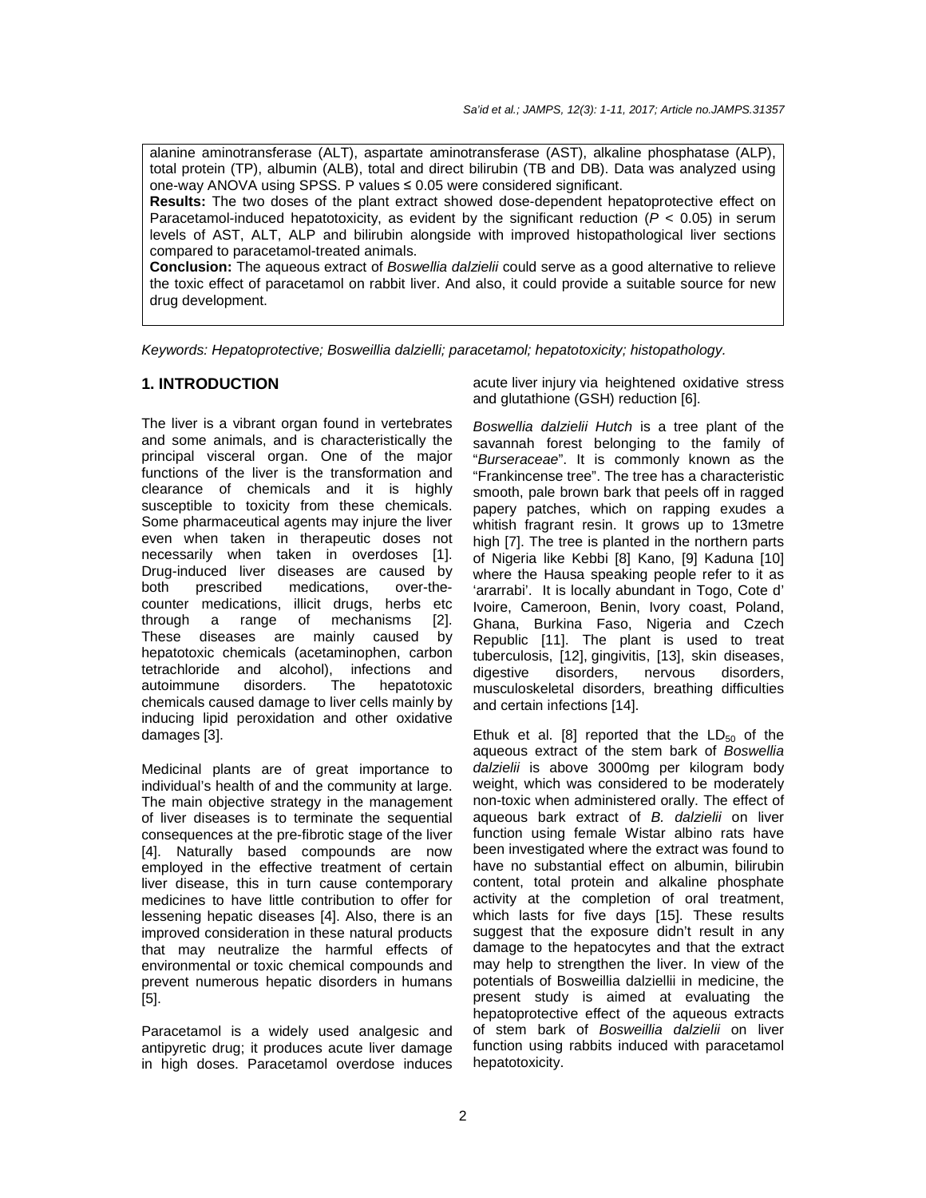alanine aminotransferase (ALT), aspartate aminotransferase (AST), alkaline phosphatase (ALP), total protein (TP), albumin (ALB), total and direct bilirubin (TB and DB). Data was analyzed using one-way ANOVA using SPSS. P values ≤ 0.05 were considered significant.

**Results:** The two doses of the plant extract showed dose-dependent hepatoprotective effect on Paracetamol-induced hepatotoxicity, as evident by the significant reduction ($P < 0.05$) in serum levels of AST, ALT, ALP and bilirubin alongside with improved histopathological liver sections compared to paracetamol-treated animals.

**Conclusion:** The aqueous extract of *Boswellia dalzielii* could serve as a good alternative to relieve the toxic effect of paracetamol on rabbit liver. And also, it could provide a suitable source for new drug development.

*Keywords: Hepatoprotective; Bosweillia dalzielli; paracetamol; hepatotoxicity; histopathology.*

## 1. INTRODUCTION

The liver is a vibrant organ found in vertebrates and some animals, and is characteristically the principal visceral organ. One of the major functions of the liver is the transformation and clearance of chemicals and it is highly susceptible to toxicity from these chemicals. Some pharmaceutical agents may injure the liver even when taken in therapeutic doses not necessarily when taken in overdoses [1]. Drug-induced liver diseases are caused by both prescribed medications, over-the-counter medications, illicit drugs, herbs etc through a range of mechanisms [2]. These diseases are mainly caused by hepatotoxic chemicals (acetaminophen, carbon tetrachloride and alcohol), infections and autoimmune disorders. The hepatotoxic chemicals caused damage to liver cells mainly by inducing lipid peroxidation and other oxidative damages [3].

Medicinal plants are of great importance to individual's health of and the community at large. The main objective strategy in the management of liver diseases is to terminate the sequential consequences at the pre-fibrotic stage of the liver [4]. Naturally based compounds are now employed in the effective treatment of certain liver disease, this in turn cause contemporary medicines to have little contribution to offer for lessening hepatic diseases [4]. Also, there is an improved consideration in these natural products that may neutralize the harmful effects of environmental or toxic chemical compounds and prevent numerous hepatic disorders in humans [5].

Paracetamol is a widely used analgesic and antipyretic drug; it produces acute liver damage in high doses. Paracetamol overdose induces acute liver injury via heightened oxidative stress and glutathione (GSH) reduction [6].

*Boswellia dalzielii Hutch* is a tree plant of the savannah forest belonging to the family of "*Burseraceae*". It is commonly known as the "Frankincense tree". The tree has a characteristic smooth, pale brown bark that peels off in ragged papery patches, which on rapping exudes a whitish fragrant resin. It grows up to 13metre high [7]. The tree is planted in the northern parts of Nigeria like Kebbi [8] Kano, [9] Kaduna [10] where the Hausa speaking people refer to it as 'ararrabi'. It is locally abundant in Togo, Cote d' Ivoire, Cameroon, Benin, Ivory coast, Poland, Ghana, Burkina Faso, Nigeria and Czech Republic [11]. The plant is used to treat tuberculosis, [12], gingivitis, [13], skin diseases, digestive disorders, nervous disorders, musculoskeletal disorders, breathing difficulties and certain infections [14].

Ethuk et al. [8] reported that the $LD_{50}$ of the aqueous extract of the stem bark of *Boswellia dalzielii* is above 3000mg per kilogram body weight, which was considered to be moderately non-toxic when administered orally. The effect of aqueous bark extract of *B. dalzielii* on liver function using female Wistar albino rats have been investigated where the extract was found to have no substantial effect on albumin, bilirubin content, total protein and alkaline phosphate activity at the completion of oral treatment, which lasts for five days [15]. These results suggest that the exposure didn't result in any damage to the hepatocytes and that the extract may help to strengthen the liver. In view of the potentials of Bosweillia dalziellii in medicine, the present study is aimed at evaluating the hepatoprotective effect of the aqueous extracts of stem bark of *Bosweillia dalzielii* on liver function using rabbits induced with paracetamol hepatotoxicity.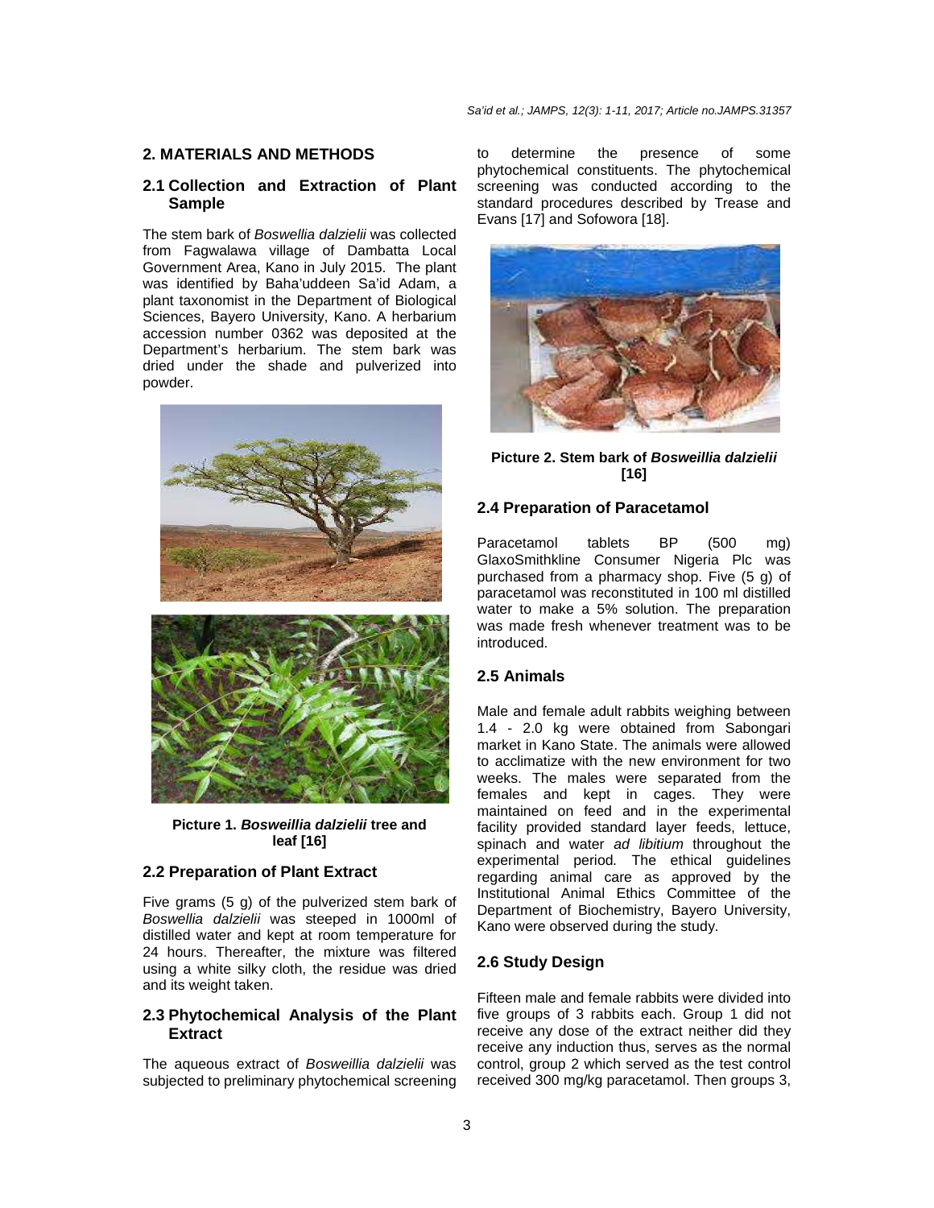## 2. MATERIALS AND METHODS

### 2.1 Collection and Extraction of Plant Sample

The stem bark of *Boswellia dalzielii* was collected from Fagwalawa village of Dambatta Local Government Area, Kano in July 2015. The plant was identified by Baha'uddeen Sa'id Adam, a plant taxonomist in the Department of Biological Sciences, Bayero University, Kano. A herbarium accession number 0362 was deposited at the Department's herbarium. The stem bark was dried under the shade and pulverized into powder.

**Picture 1. *Bosweillia dalzielii* tree and leaf [16]**

### 2.2 Preparation of Plant Extract

Five grams (5 g) of the pulverized stem bark of *Boswellia dalzielii* was steeped in 1000ml of distilled water and kept at room temperature for 24 hours. Thereafter, the mixture was filtered using a white silky cloth, the residue was dried and its weight taken.

### 2.3 Phytochemical Analysis of the Plant Extract

The aqueous extract of *Boswellia dalzielii* was subjected to preliminary phytochemical screening to determine the presence of some phytochemical constituents. The phytochemical screening was conducted according to the standard procedures described by Trease and Evans [17] and Sofowora [18].

**Picture 2. Stem bark of *Bosweillia dalzielii* [16]**

### 2.4 Preparation of Paracetamol

Paracetamol tablets BP (500 mg) GlaxoSmithkline Consumer Nigeria Plc was purchased from a pharmacy shop. Five (5 g) of paracetamol was reconstituted in 100 ml distilled water to make a 5% solution. The preparation was made fresh whenever treatment was to be introduced.

### 2.5 Animals

Male and female adult rabbits weighing between 1.4 - 2.0 kg were obtained from Sabongari market in Kano State. The animals were allowed to acclimatize with the new environment for two weeks. The males were separated from the females and kept in cages. They were maintained on feed and in the experimental facility provided standard layer feeds, lettuce, spinach and water *ad libitum* throughout the experimental period*.* The ethical guidelines regarding animal care as approved by the Institutional Animal Ethics Committee of the Department of Biochemistry, Bayero University, Kano were observed during the study.

### 2.6 Study Design

Fifteen male and female rabbits were divided into five groups of 3 rabbits each. Group 1 did not receive any dose of the extract neither did they receive any induction thus, serves as the normal control, group 2 which served as the test control received 300 mg/kg paracetamol. Then groups 3,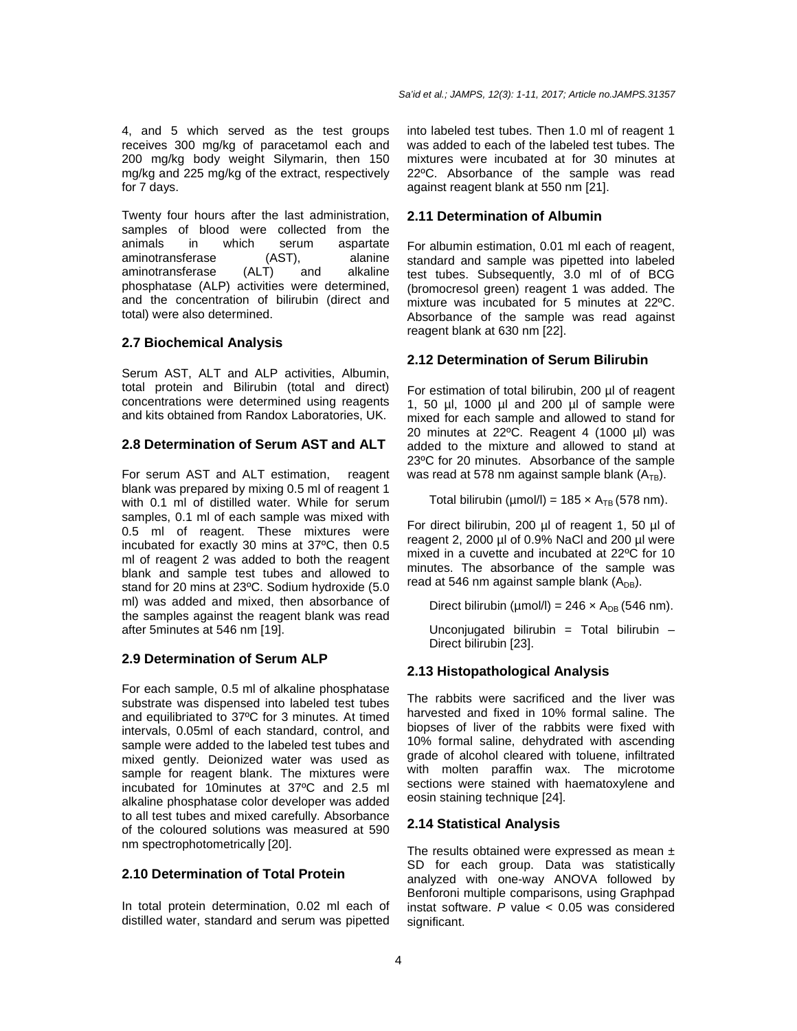4, and 5 which served as the test groups receives 300 mg/kg of paracetamol each and 200 mg/kg body weight Silymarin, then 150 mg/kg and 225 mg/kg of the extract, respectively for 7 days.

Twenty four hours after the last administration, samples of blood were collected from the animals in which serum aspartate aminotransferase (AST), alanine aminotransferase (ALT) and alkaline phosphatase (ALP) activities were determined, and the concentration of bilirubin (direct and total) were also determined.

## 2.7 Biochemical Analysis

Serum AST, ALT and ALP activities, Albumin, total protein and Bilirubin (total and direct) concentrations were determined using reagents and kits obtained from Randox Laboratories, UK.

## 2.8 Determination of Serum AST and ALT

For serum AST and ALT estimation, reagent blank was prepared by mixing 0.5 ml of reagent 1 with 0.1 ml of distilled water. While for serum samples, 0.1 ml of each sample was mixed with 0.5 ml of reagent. These mixtures were incubated for exactly 30 mins at 37ºC, then 0.5 ml of reagent 2 was added to both the reagent blank and sample test tubes and allowed to stand for 20 mins at 23ºC. Sodium hydroxide (5.0 ml) was added and mixed, then absorbance of the samples against the reagent blank was read after 5minutes at 546 nm [19].

## 2.9 Determination of Serum ALP

For each sample, 0.5 ml of alkaline phosphatase substrate was dispensed into labeled test tubes and equilibriated to 37ºC for 3 minutes. At timed intervals, 0.05ml of each standard, control, and sample were added to the labeled test tubes and mixed gently. Deionized water was used as sample for reagent blank. The mixtures were incubated for 10minutes at 37ºC and 2.5 ml alkaline phosphatase color developer was added to all test tubes and mixed carefully. Absorbance of the coloured solutions was measured at 590 nm spectrophotometrically [20].

## 2.10 Determination of Total Protein

In total protein determination, 0.02 ml each of distilled water, standard and serum was pipetted into labeled test tubes. Then 1.0 ml of reagent 1 was added to each of the labeled test tubes. The mixtures were incubated at for 30 minutes at 22ºC. Absorbance of the sample was read against reagent blank at 550 nm [21].

## 2.11 Determination of Albumin

For albumin estimation, 0.01 ml each of reagent, standard and sample was pipetted into labeled test tubes. Subsequently, 3.0 ml of of BCG (bromocresol green) reagent 1 was added. The mixture was incubated for 5 minutes at 22ºC. Absorbance of the sample was read against reagent blank at 630 nm [22].

## 2.12 Determination of Serum Bilirubin

For estimation of total bilirubin, 200 µl of reagent 1, 50 µl, 1000 µl and 200 µl of sample were mixed for each sample and allowed to stand for 20 minutes at 22ºC. Reagent 4 (1000 µl) was added to the mixture and allowed to stand at 23ºC for 20 minutes. Absorbance of the sample was read at 578 nm against sample blank ($A_{TB}$).

Total bilirubin (µmol/l) = 185 × $A_{TB}$ (578 nm).

For direct bilirubin, 200 µl of reagent 1, 50 µl of reagent 2, 2000 µl of 0.9% NaCl and 200 µl were mixed in a cuvette and incubated at 22ºC for 10 minutes. The absorbance of the sample was read at 546 nm against sample blank ($A_{DB}$).

Direct bilirubin (µmol/l) = 246 × $A_{DB}$ (546 nm).

Unconjugated bilirubin = Total bilirubin – Direct bilirubin [23].

## 2.13 Histopathological Analysis

The rabbits were sacrificed and the liver was harvested and fixed in 10% formal saline. The biopses of liver of the rabbits were fixed with 10% formal saline, dehydrated with ascending grade of alcohol cleared with toluene, infiltrated with molten paraffin wax. The microtome sections were stained with haematoxylene and eosin staining technique [24].

## 2.14 Statistical Analysis

The results obtained were expressed as mean ± SD for each group. Data was statistically analyzed with one-way ANOVA followed by Benforoni multiple comparisons, using Graphpad instat software. *P* value < 0.05 was considered significant.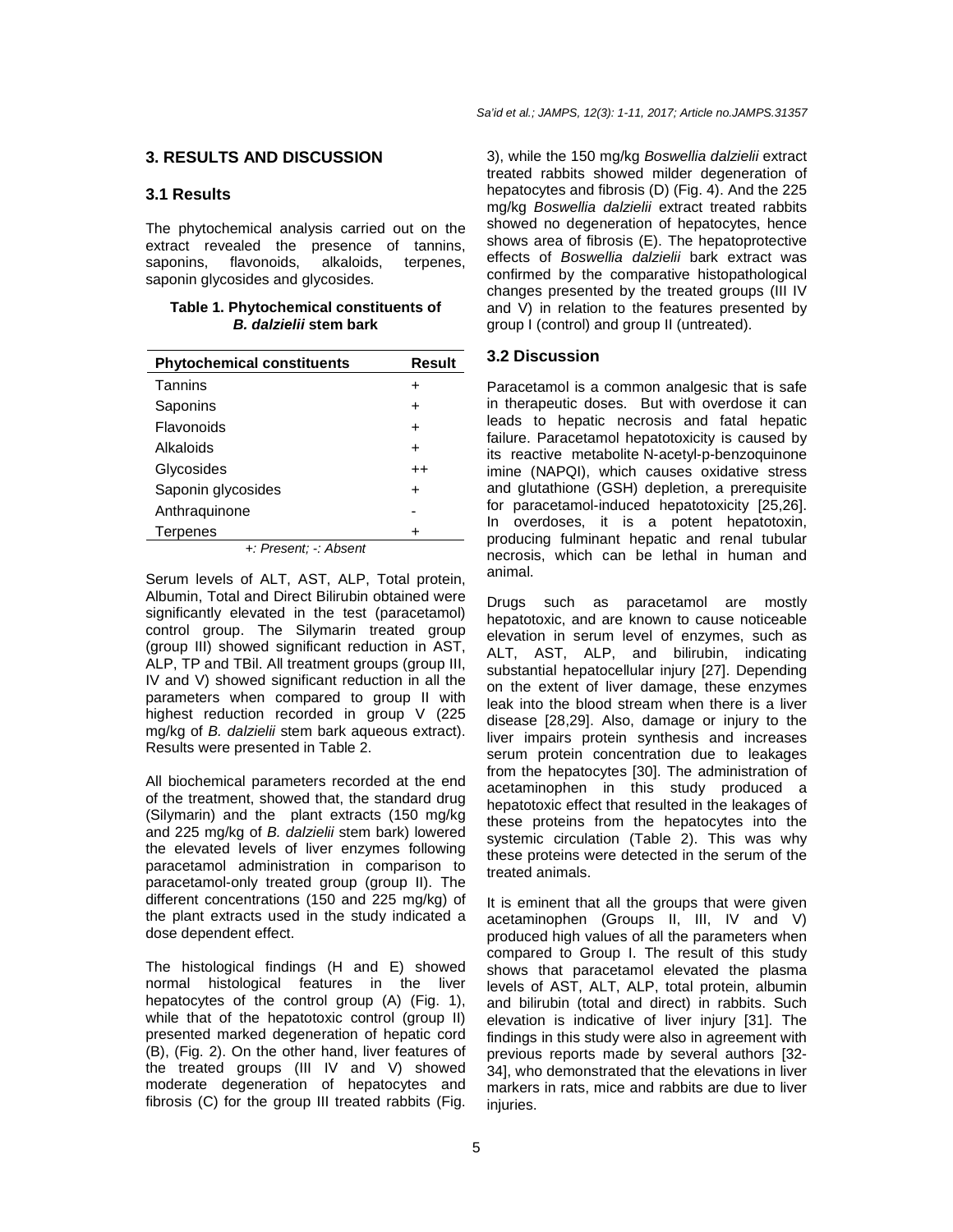## 3. RESULTS AND DISCUSSION

### 3.1 Results

The phytochemical analysis carried out on the extract revealed the presence of tannins, saponins, flavonoids, alkaloids, terpenes, saponin glycosides and glycosides.

**Table 1. Phytochemical constituents of *B. dalzielii* stem bark**

| Phytochemical constituents | Result |
|---|---|
| Tannins | + |
| Saponins | + |
| Flavonoids | + |
| Alkaloids | + |
| Glycosides | ++ |
| Saponin glycosides | + |
| Anthraquinone | - |
| Terpenes | + |

*+: Present; -: Absent*

Serum levels of ALT, AST, ALP, Total protein, Albumin, Total and Direct Bilirubin obtained were significantly elevated in the test (paracetamol) control group. The Silymarin treated group (group III) showed significant reduction in AST, ALP, TP and TBil. All treatment groups (group III, IV and V) showed significant reduction in all the parameters when compared to group II with highest reduction recorded in group V (225 mg/kg of *B. dalzielii* stem bark aqueous extract). Results were presented in Table 2.

All biochemical parameters recorded at the end of the treatment, showed that, the standard drug (Silymarin) and the plant extracts (150 mg/kg and 225 mg/kg of *B. dalzielii* stem bark) lowered the elevated levels of liver enzymes following paracetamol administration in comparison to paracetamol-only treated group (group II). The different concentrations (150 and 225 mg/kg) of the plant extracts used in the study indicated a dose dependent effect.

The histological findings (H and E) showed normal histological features in the liver hepatocytes of the control group (A) (Fig. 1), while that of the hepatotoxic control (group II) presented marked degeneration of hepatic cord (B), (Fig. 2). On the other hand, liver features of the treated groups (III IV and V) showed moderate degeneration of hepatocytes and fibrosis (C) for the group III treated rabbits (Fig. 3), while the 150 mg/kg *Boswellia dalzielii* extract treated rabbits showed milder degeneration of hepatocytes and fibrosis (D) (Fig. 4). And the 225 mg/kg *Boswellia dalzielii* extract treated rabbits showed no degeneration of hepatocytes, hence shows area of fibrosis (E). The hepatoprotective effects of *Boswellia dalzielii* bark extract was confirmed by the comparative histopathological changes presented by the treated groups (III IV and V) in relation to the features presented by group I (control) and group II (untreated).

### 3.2 Discussion

Paracetamol is a common analgesic that is safe in therapeutic doses. But with overdose it can leads to hepatic necrosis and fatal hepatic failure. Paracetamol hepatotoxicity is caused by its reactive metabolite N-acetyl-p-benzoquinone imine (NAPQI), which causes oxidative stress and glutathione (GSH) depletion, a prerequisite for paracetamol-induced hepatotoxicity [25,26]. In overdoses, it is a potent hepatotoxin, producing fulminant hepatic and renal tubular necrosis, which can be lethal in human and animal.

Drugs such as paracetamol are mostly hepatotoxic, and are known to cause noticeable elevation in serum level of enzymes, such as ALT, AST, ALP, and bilirubin, indicating substantial hepatocellular injury [27]. Depending on the extent of liver damage, these enzymes leak into the blood stream when there is a liver disease [28,29]. Also, damage or injury to the liver impairs protein synthesis and increases serum protein concentration due to leakages from the hepatocytes [30]. The administration of acetaminophen in this study produced a hepatotoxic effect that resulted in the leakages of these proteins from the hepatocytes into the systemic circulation (Table 2). This was why these proteins were detected in the serum of the treated animals.

It is eminent that all the groups that were given acetaminophen (Groups II, III, IV and V) produced high values of all the parameters when compared to Group I. The result of this study shows that paracetamol elevated the plasma levels of AST, ALT, ALP, total protein, albumin and bilirubin (total and direct) in rabbits. Such elevation is indicative of liver injury [31]. The findings in this study were also in agreement with previous reports made by several authors [32-34], who demonstrated that the elevations in liver markers in rats, mice and rabbits are due to liver injuries.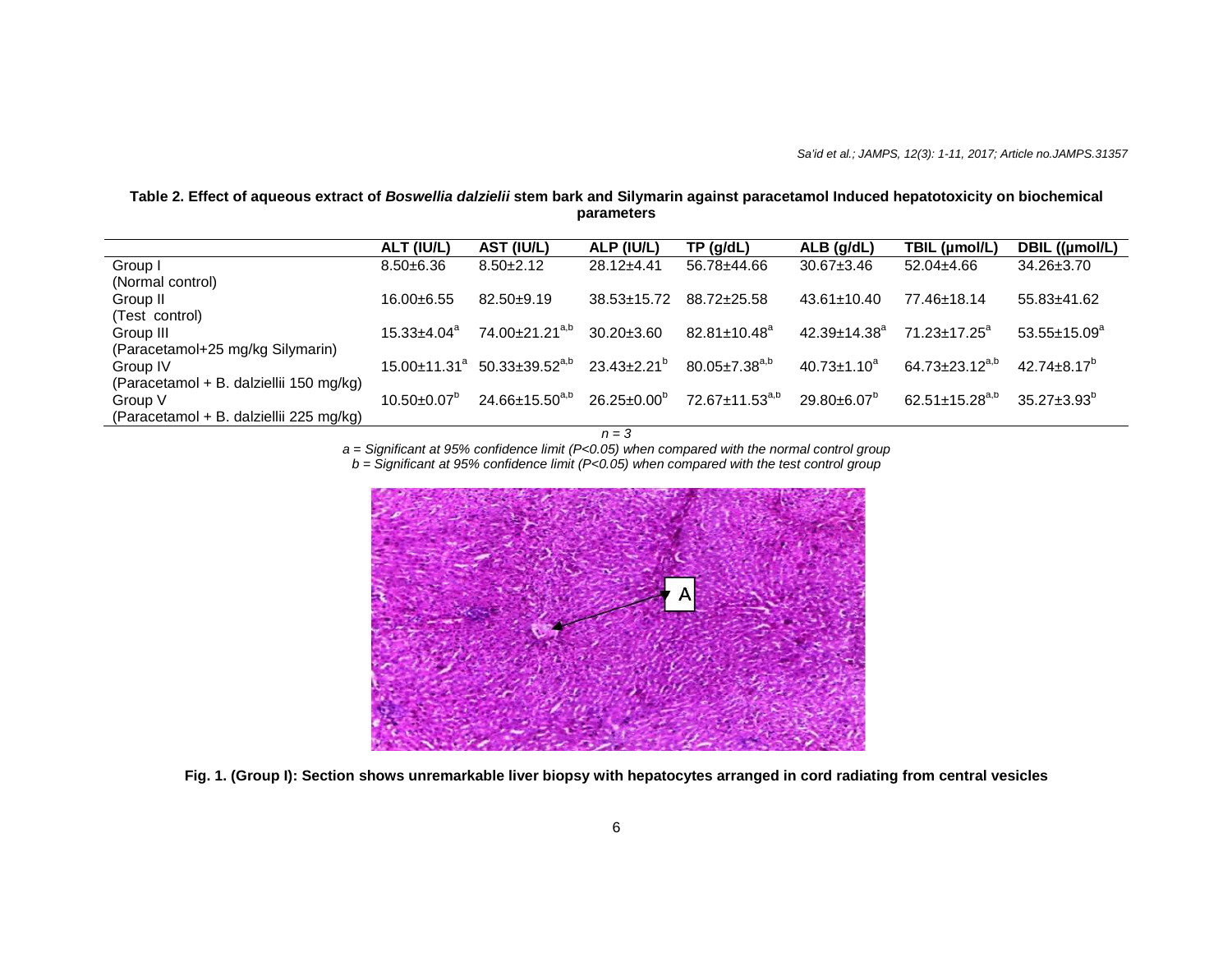**Table 2. Effect of aqueous extract of *Boswellia dalzielii* stem bark and Silymarin against paracetamol Induced hepatotoxicity on biochemical parameters**

| | ALT (IU/L) | AST (IU/L) | ALP (IU/L) | TP (g/dL) | ALB (g/dL) | TBIL (µmol/L) | DBIL ((µmol/L) |
|---|---|---|---|---|---|---|---|
| Group I (Normal control) | 8.50±6.36 | 8.50±2.12 | 28.12±4.41 | 56.78±44.66 | 30.67±3.46 | 52.04±4.66 | 34.26±3.70 |
| Group II (Test control) | 16.00±6.55 | 82.50±9.19 | 38.53±15.72 | 88.72±25.58 | 43.61±10.40 | 77.46±18.14 | 55.83±41.62 |
| Group III (Paracetamol+25 mg/kg Silymarin) | 15.33±4.04[a] | 74.00±21.21[a,b] | 30.20±3.60 | 82.81±10.48[a] | 42.39±14.38[a] | 71.23±17.25[a] | 53.55±15.09[a] |
| Group IV (Paracetamol + B. dalziellii 150 mg/kg) | 15.00±11.31[a] | 50.33±39.52[a,b] | 23.43±2.21[b] | 80.05±7.38[a,b] | 40.73±1.10[a] | 64.73±23.12[a,b] | 42.74±8.17[b] |
| Group V (Paracetamol + B. dalziellii 225 mg/kg) | 10.50±0.07[b] | 24.66±15.50[a,b] | 26.25±0.00[b] | 72.67±11.53[a,b] | 29.80±6.07[b] | 62.51±15.28[a,b] | 35.27±3.93[b] |

*n = 3*

*a = Significant at 95% confidence limit (P<0.05) when compared with the normal control group*

*b = Significant at 95% confidence limit (P<0.05) when compared with the test control group*

**Fig. 1. (Group I): Section shows unremarkable liver biopsy with hepatocytes arranged in cord radiating from central vesicles**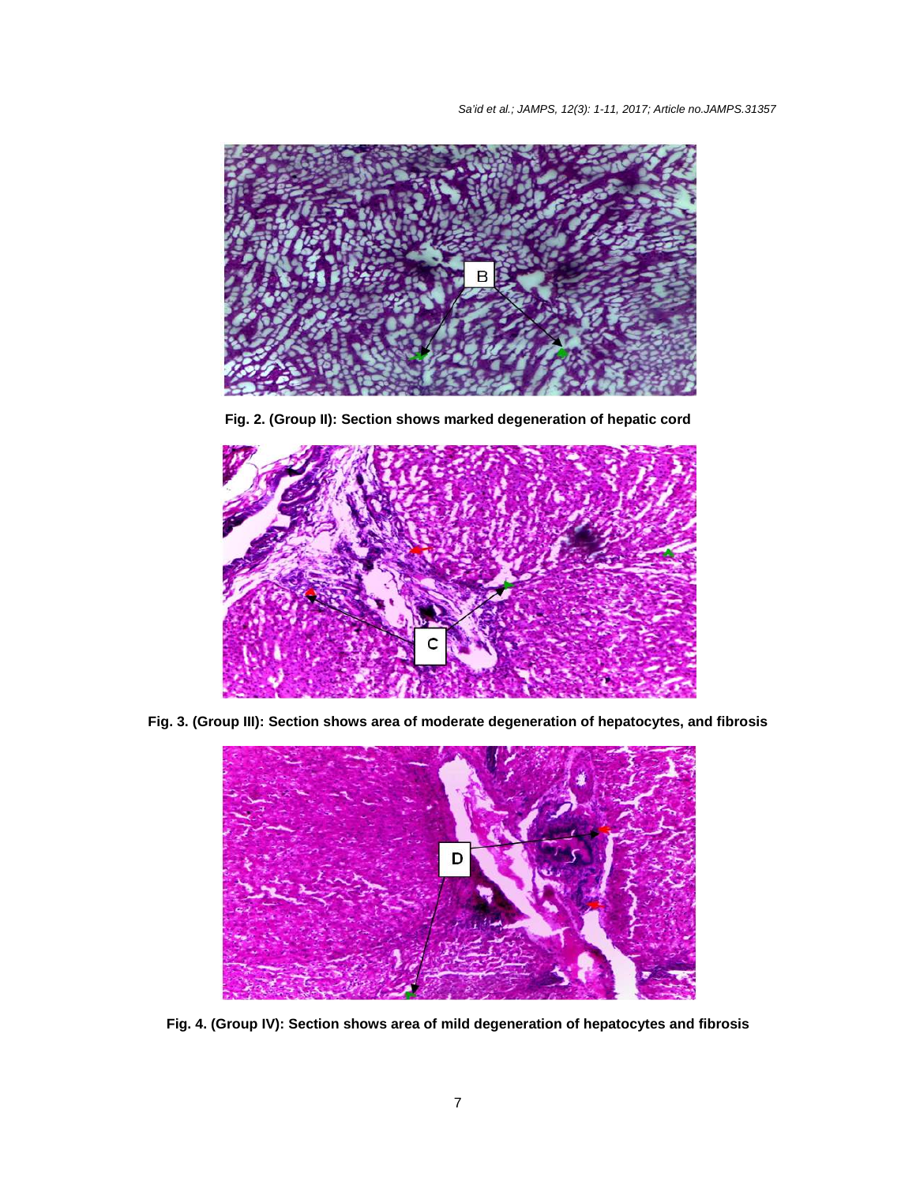**Fig. 2. (Group II): Section shows marked degeneration of hepatic cord**

**Fig. 3. (Group III): Section shows area of moderate degeneration of hepatocytes, and fibrosis**

**Fig. 4. (Group IV): Section shows area of mild degeneration of hepatocytes and fibrosis**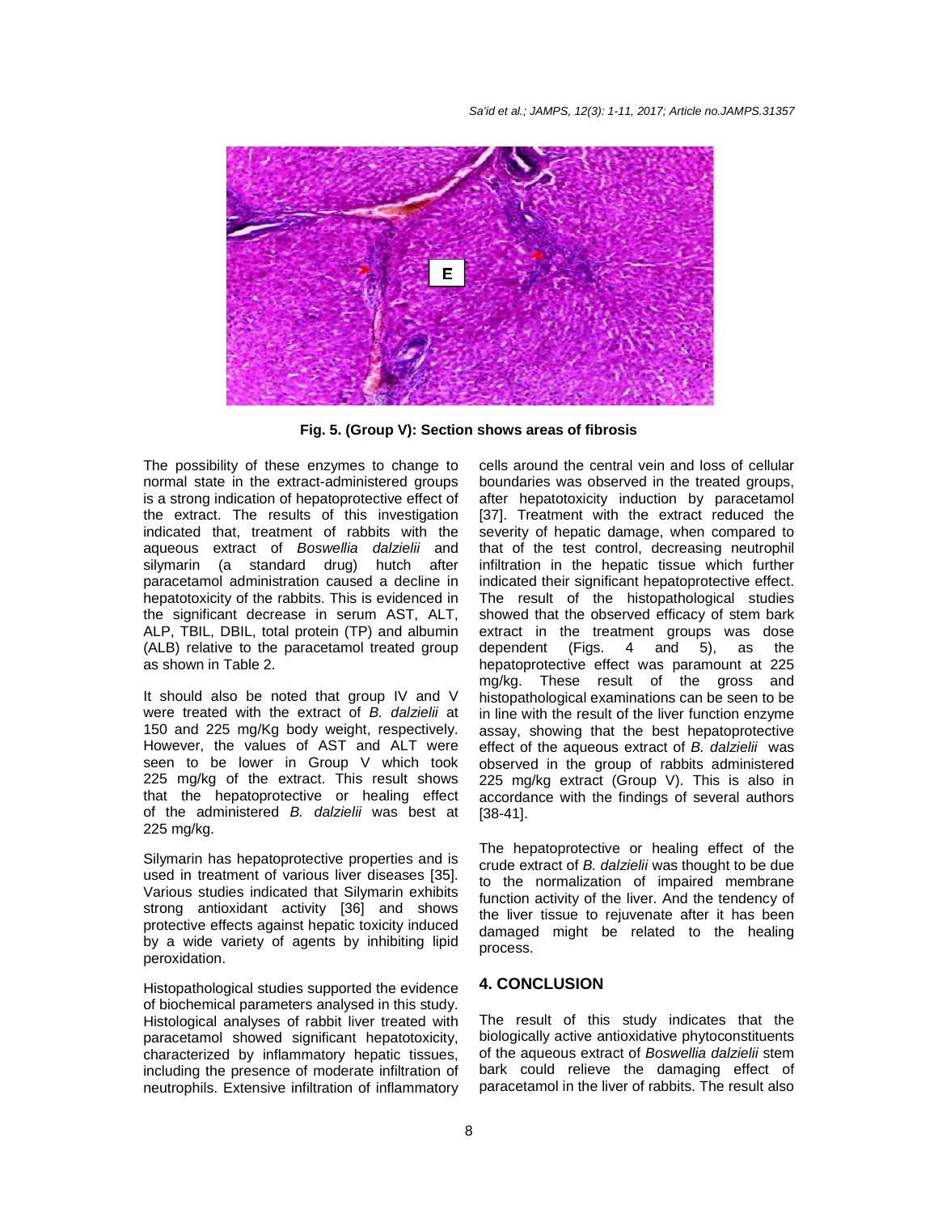Fig. 5. (Group V): Section shows areas of fibrosis

The possibility of these enzymes to change to normal state in the extract-administered groups is a strong indication of hepatoprotective effect of the extract. The results of this investigation indicated that, treatment of rabbits with the aqueous extract of *Boswellia dalzielii* and silymarin (a standard drug) hutch after paracetamol administration caused a decline in hepatotoxicity of the rabbits. This is evidenced in the significant decrease in serum AST, ALT, ALP, TBIL, DBIL, total protein (TP) and albumin (ALB) relative to the paracetamol treated group as shown in Table 2.

It should also be noted that group IV and V were treated with the extract of *B. dalzielii* at 150 and 225 mg/Kg body weight, respectively. However, the values of AST and ALT were seen to be lower in Group V which took 225 mg/kg of the extract. This result shows that the hepatoprotective or healing effect of the administered *B. dalzielii* was best at 225 mg/kg.

Silymarin has hepatoprotective properties and is used in treatment of various liver diseases [35]. Various studies indicated that Silymarin exhibits strong antioxidant activity [36] and shows protective effects against hepatic toxicity induced by a wide variety of agents by inhibiting lipid peroxidation.

Histopathological studies supported the evidence of biochemical parameters analysed in this study. Histological analyses of rabbit liver treated with paracetamol showed significant hepatotoxicity, characterized by inflammatory hepatic tissues, including the presence of moderate infiltration of neutrophils. Extensive infiltration of inflammatory cells around the central vein and loss of cellular boundaries was observed in the treated groups, after hepatotoxicity induction by paracetamol [37]. Treatment with the extract reduced the severity of hepatic damage, when compared to that of the test control, decreasing neutrophil infiltration in the hepatic tissue which further indicated their significant hepatoprotective effect. The result of the histopathological studies showed that the observed efficacy of stem bark extract in the treatment groups was dose dependent (Figs. 4 and 5), as the hepatoprotective effect was paramount at 225 mg/kg. These result of the gross and histopathological examinations can be seen to be in line with the result of the liver function enzyme assay, showing that the best hepatoprotective effect of the aqueous extract of *B. dalzielii* was observed in the group of rabbits administered 225 mg/kg extract (Group V). This is also in accordance with the findings of several authors [38-41].

The hepatoprotective or healing effect of the crude extract of *B. dalzielii* was thought to be due to the normalization of impaired membrane function activity of the liver. And the tendency of the liver tissue to rejuvenate after it has been damaged might be related to the healing process.

## 4. CONCLUSION

The result of this study indicates that the biologically active antioxidative phytoconstituents of the aqueous extract of *Boswellia dalzielii* stem bark could relieve the damaging effect of paracetamol in the liver of rabbits. The result also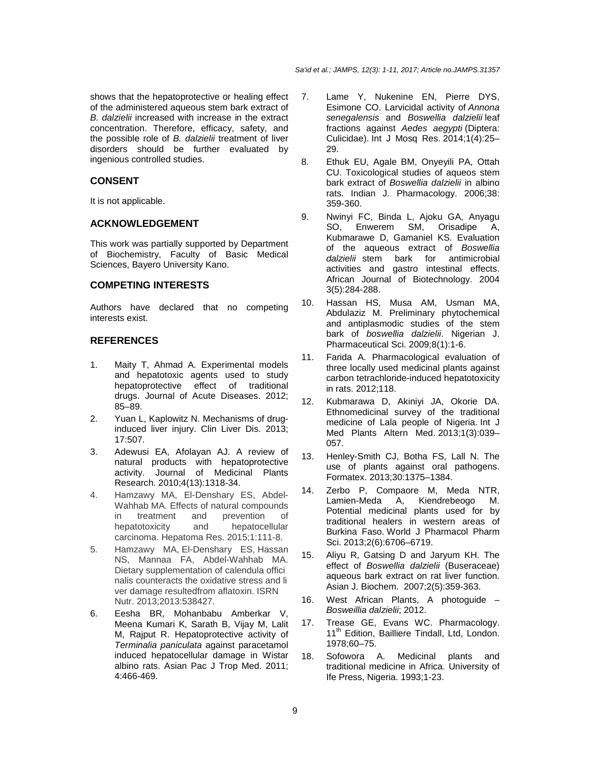shows that the hepatoprotective or healing effect of the administered aqueous stem bark extract of *B. dalzielii* increased with increase in the extract concentration. Therefore, efficacy, safety, and the possible role of *B. dalzielii* treatment of liver disorders should be further evaluated by ingenious controlled studies.

## CONSENT

It is not applicable.

## ACKNOWLEDGEMENT

This work was partially supported by Department of Biochemistry, Faculty of Basic Medical Sciences, Bayero University Kano.

## COMPETING INTERESTS

Authors have declared that no competing interests exist.

## REFERENCES

1. Maity T, Ahmad A. Experimental models and hepatotoxic agents used to study hepatoprotective effect of traditional drugs. Journal of Acute Diseases. 2012; 85–89.
2. Yuan L, Kaplowitz N. Mechanisms of drug-induced liver injury. Clin Liver Dis. 2013; 17:507.
3. Adewusi EA, Afolayan AJ. A review of natural products with hepatoprotective activity. Journal of Medicinal Plants Research. 2010;4(13):1318-34.
4. Hamzawy MA, El-Denshary ES, Abdel-Wahhab MA. Effects of natural compounds in treatment and prevention of hepatotoxicity and hepatocellular carcinoma. Hepatoma Res. 2015;1:111-8.
5. Hamzawy MA, El-Denshary ES, Hassan NS, Mannaa FA, Abdel-Wahhab MA. Dietary supplementation of calendula offici nalis counteracts the oxidative stress and li ver damage resultedfrom aflatoxin. ISRN Nutr. 2013;2013:538427.
6. Eesha BR, Mohanbabu Amberkar V, Meena Kumari K, Sarath B, Vijay M, Lalit M, Rajput R. Hepatoprotective activity of *Terminalia paniculata* against paracetamol induced hepatocellular damage in Wistar albino rats. Asian Pac J Trop Med. 2011; 4:466-469.
7. Lame Y, Nukenine EN, Pierre DYS, Esimone CO. Larvicidal activity of *Annona senegalensis* and *Boswellia dalzielii* leaf fractions against *Aedes aegypti* (Diptera: Culicidae). Int J Mosq Res. 2014;1(4):25–29.
8. Ethuk EU, Agale BM, Onyeyili PA, Ottah CU. Toxicological studies of aqueos stem bark extract of *Boswellia dalzielii* in albino rats. Indian J. Pharmacology. 2006;38: 359-360.
9. Nwinyi FC, Binda L, Ajoku GA, Anyagu SO, Enwerem SM, Orisadipe A, Kubmarawe D, Gamaniel KS. Evaluation of the aqueous extract of *Boswellia dalzielii* stem bark for antimicrobial activities and gastro intestinal effects. African Journal of Biotechnology. 2004 3(5):284-288.
10. Hassan HS, Musa AM, Usman MA, Abdulaziz M. Preliminary phytochemical and antiplasmodic studies of the stem bark of *boswellia dalzielii*. Nigerian J. Pharmaceutical Sci. 2009;8(1):1-6.
11. Farida A. Pharmacological evaluation of three locally used medicinal plants against carbon tetrachloride-induced hepatotoxicity in rats. 2012;118.
12. Kubmarawa D, Akiniyi JA, Okorie DA. Ethnomedicinal survey of the traditional medicine of Lala people of Nigeria. Int J Med Plants Altern Med. 2013;1(3):039–057.
13. Henley-Smith CJ, Botha FS, Lall N. The use of plants against oral pathogens. Formatex. 2013;30:1375–1384.
14. Zerbo P, Compaore M, Meda NTR, Lamien-Meda A, Kiendrebeogo M. Potential medicinal plants used for by traditional healers in western areas of Burkina Faso. World J Pharmacol Pharm Sci. 2013;2(6):6706–6719.
15. Aliyu R, Gatsing D and Jaryum KH. The effect of *Boswellia dalzielii* (Buseraceae) aqueous bark extract on rat liver function. Asian J. Biochem. 2007;2(5):359-363.
16. West African Plants, A photoguide – *Bosweillia dalzielii*; 2012.
17. Trease GE, Evans WC. Pharmacology. 11th Edition, Bailliere Tindall, Ltd, London. 1978;60–75.
18. Sofowora A. Medicinal plants and traditional medicine in Africa. University of Ife Press, Nigeria. 1993;1-23.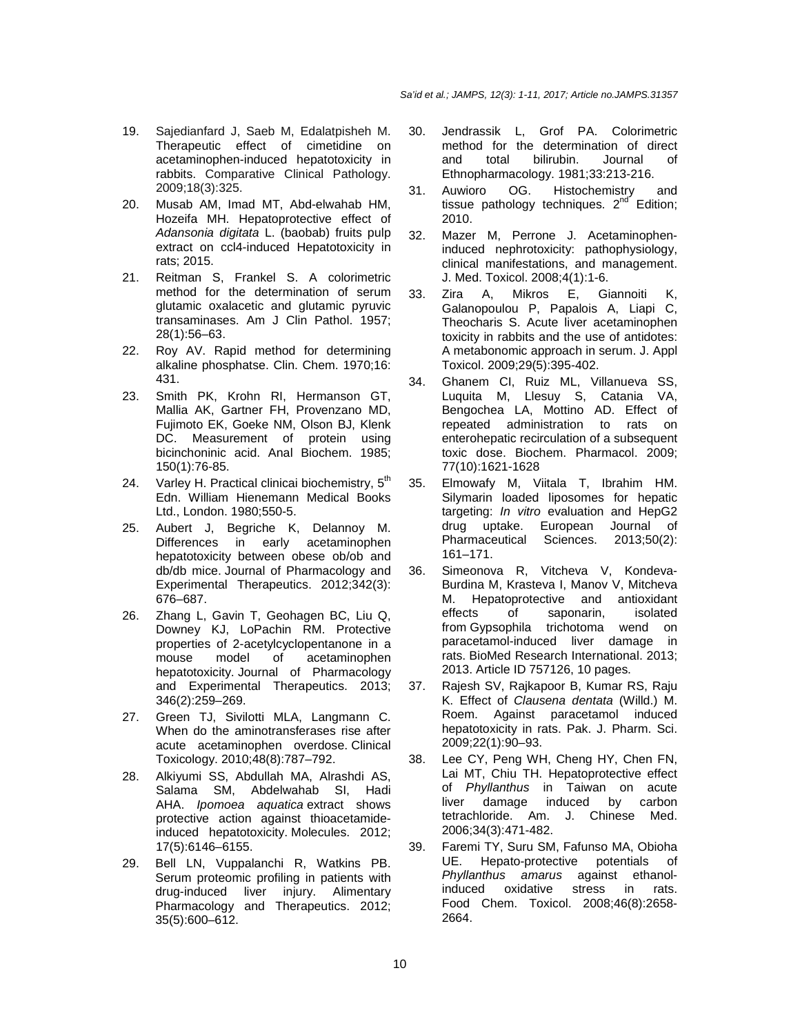19. Sajedianfard J, Saeb M, Edalatpisheh M. Therapeutic effect of cimetidine on acetaminophen-induced hepatotoxicity in rabbits. Comparative Clinical Pathology. 2009;18(3):325.
20. Musab AM, Imad MT, Abd-elwahab HM, Hozeifa MH. Hepatoprotective effect of *Adansonia digitata* L. (baobab) fruits pulp extract on ccl4-induced Hepatotoxicity in rats; 2015.
21. Reitman S, Frankel S. A colorimetric method for the determination of serum glutamic oxalacetic and glutamic pyruvic transaminases. Am J Clin Pathol. 1957; 28(1):56–63.
22. Roy AV. Rapid method for determining alkaline phosphatse. Clin. Chem. 1970;16: 431.
23. Smith PK, Krohn RI, Hermanson GT, Mallia AK, Gartner FH, Provenzano MD, Fujimoto EK, Goeke NM, Olson BJ, Klenk DC. Measurement of protein using bicinchoninic acid. Anal Biochem. 1985; 150(1):76-85.
24. Varley H. Practical clinicai biochemistry, 5th Edn. William Hienemann Medical Books Ltd., London. 1980;550-5.
25. Aubert J, Begriche K, Delannoy M. Differences in early acetaminophen hepatotoxicity between obese ob/ob and db/db mice. Journal of Pharmacology and Experimental Therapeutics. 2012;342(3): 676–687.
26. Zhang L, Gavin T, Geohagen BC, Liu Q, Downey KJ, LoPachin RM. Protective properties of 2-acetylcyclopentanone in a mouse model of acetaminophen hepatotoxicity. Journal of Pharmacology and Experimental Therapeutics. 2013; 346(2):259–269.
27. Green TJ, Sivilotti MLA, Langmann C. When do the aminotransferases rise after acute acetaminophen overdose. Clinical Toxicology. 2010;48(8):787–792.
28. Alkiyumi SS, Abdullah MA, Alrashdi AS, Salama SM, Abdelwahab SI, Hadi AHA. *Ipomoea aquatica* extract shows protective action against thioacetamide-induced hepatotoxicity. Molecules. 2012; 17(5):6146–6155.
29. Bell LN, Vuppalanchi R, Watkins PB. Serum proteomic profiling in patients with drug-induced liver injury. Alimentary Pharmacology and Therapeutics. 2012; 35(5):600–612.
30. Jendrassik L, Grof PA. Colorimetric method for the determination of direct and total bilirubin. Journal of Ethnopharmacology. 1981;33:213-216.
31. Auwioro OG. Histochemistry and tissue pathology techniques. 2nd Edition; 2010.
32. Mazer M, Perrone J. Acetaminophen-induced nephrotoxicity: pathophysiology, clinical manifestations, and management. J. Med. Toxicol. 2008;4(1):1-6.
33. Zira A, Mikros E, Giannoiti K, Galanopoulou P, Papalois A, Liapi C, Theocharis S. Acute liver acetaminophen toxicity in rabbits and the use of antidotes: A metabonomic approach in serum. J. Appl Toxicol. 2009;29(5):395-402.
34. Ghanem CI, Ruiz ML, Villanueva SS, Luquita M, Llesuy S, Catania VA, Bengochea LA, Mottino AD. Effect of repeated administration to rats on enterohepatic recirculation of a subsequent toxic dose. Biochem. Pharmacol. 2009; 77(10):1621-1628
35. Elmowafy M, Viitala T, Ibrahim HM. Silymarin loaded liposomes for hepatic targeting: *In vitro* evaluation and HepG2 drug uptake. European Journal of Pharmaceutical Sciences. 2013;50(2): 161–171.
36. Simeonova R, Vitcheva V, Kondeva-Burdina M, Krasteva I, Manov V, Mitcheva M. Hepatoprotective and antioxidant effects of saponarin, isolated from Gypsophila trichotoma wend on paracetamol-induced liver damage in rats. BioMed Research International. 2013; 2013. Article ID 757126, 10 pages.
37. Rajesh SV, Rajkapoor B, Kumar RS, Raju K. Effect of *Clausena dentata* (Willd.) M. Roem. Against paracetamol induced hepatotoxicity in rats. Pak. J. Pharm. Sci. 2009;22(1):90–93.
38. Lee CY, Peng WH, Cheng HY, Chen FN, Lai MT, Chiu TH. Hepatoprotective effect of *Phyllanthus* in Taiwan on acute liver damage induced by carbon tetrachloride. Am. J. Chinese Med. 2006;34(3):471-482.
39. Faremi TY, Suru SM, Fafunso MA, Obioha UE. Hepato-protective potentials of *Phyllanthus amarus* against ethanol-induced oxidative stress in rats. Food Chem. Toxicol. 2008;46(8):2658-2664.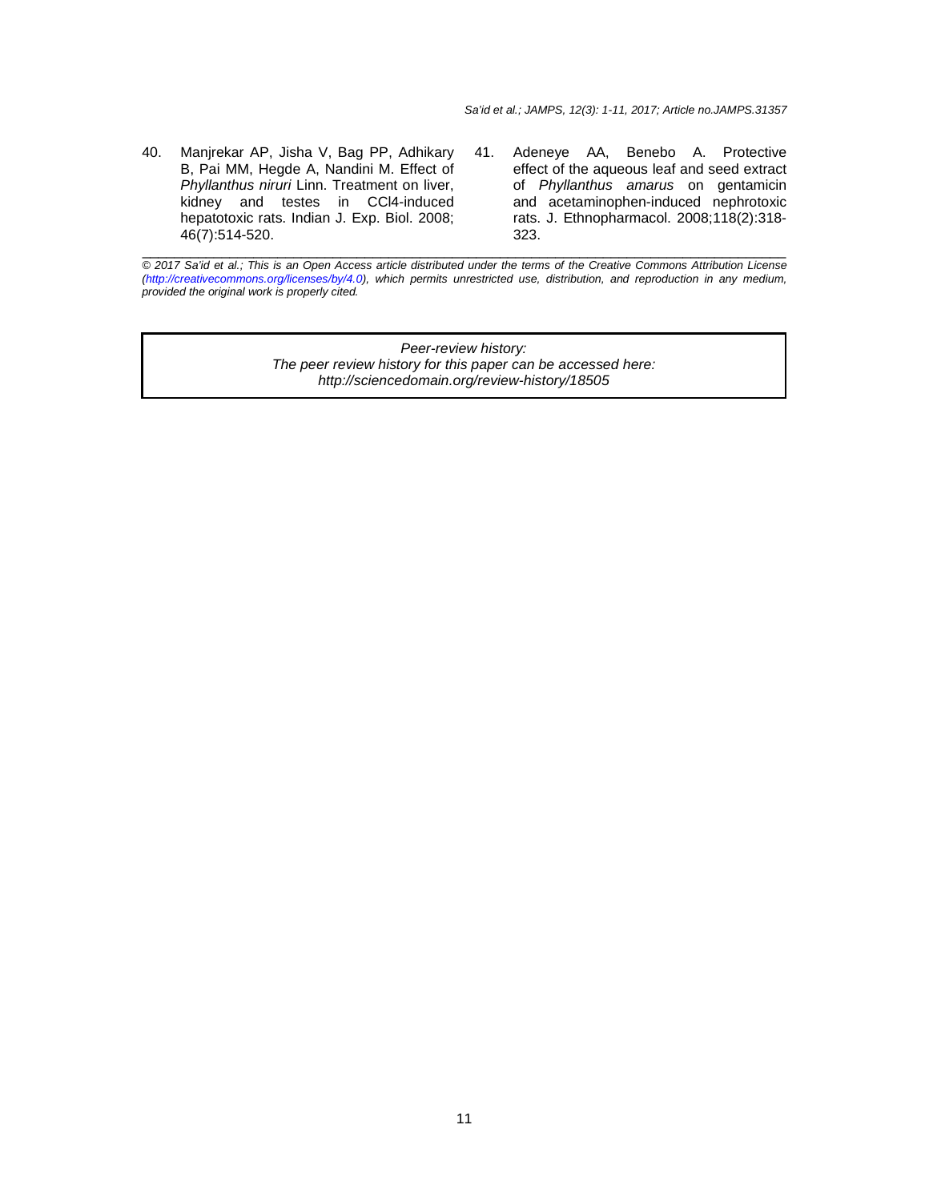40. Manjrekar AP, Jisha V, Bag PP, Adhikary B, Pai MM, Hegde A, Nandini M. Effect of *Phyllanthus niruri* Linn. Treatment on liver, kidney and testes in CCl4-induced hepatotoxic rats. Indian J. Exp. Biol. 2008; 46(7):514-520.

41. Adeneye AA, Benebo A. Protective effect of the aqueous leaf and seed extract of *Phyllanthus amarus* on gentamicin and acetaminophen-induced nephrotoxic rats. J. Ethnopharmacol. 2008;118(2):318-323.

---

*© 2017 Sa'id et al.; This is an Open Access article distributed under the terms of the Creative Commons Attribution License (http://creativecommons.org/licenses/by/4.0), which permits unrestricted use, distribution, and reproduction in any medium, provided the original work is properly cited.*

*Peer-review history:*
*The peer review history for this paper can be accessed here:*
*http://sciencedomain.org/review-history/18505*